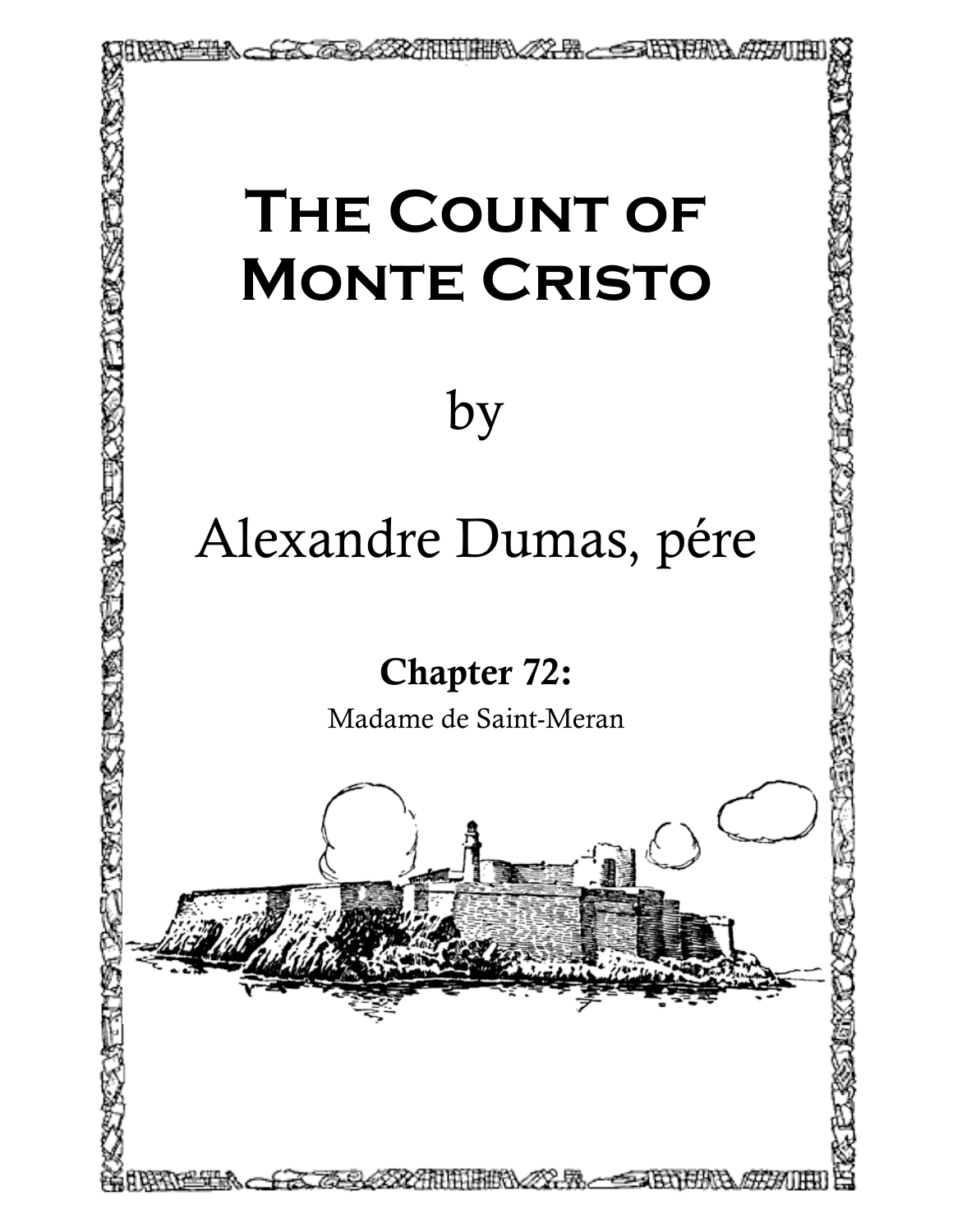# The Count of Monte Cristo

by

Alexandre Dumas, pére

## Chapter 72:

Madame de Saint-Meran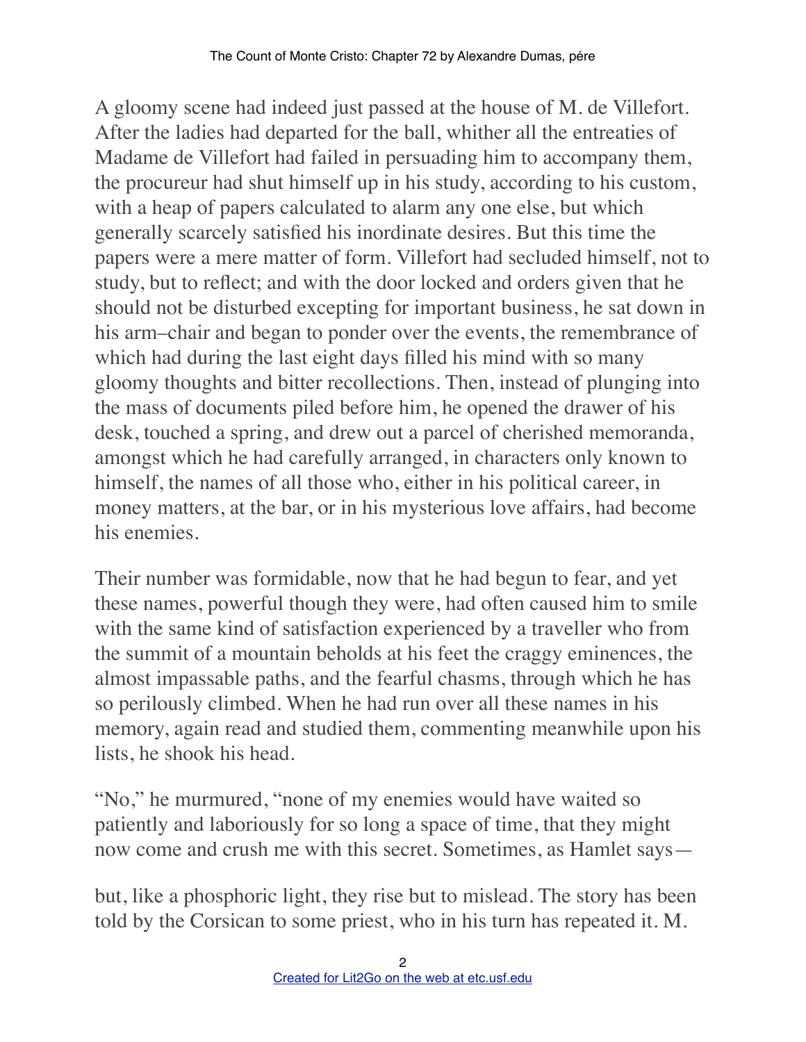A gloomy scene had indeed just passed at the house of M. de Villefort. After the ladies had departed for the ball, whither all the entreaties of Madame de Villefort had failed in persuading him to accompany them, the procureur had shut himself up in his study, according to his custom, with a heap of papers calculated to alarm any one else, but which generally scarcely satisfied his inordinate desires. But this time the papers were a mere matter of form. Villefort had secluded himself, not to study, but to reflect; and with the door locked and orders given that he should not be disturbed excepting for important business, he sat down in his arm–chair and began to ponder over the events, the remembrance of which had during the last eight days filled his mind with so many gloomy thoughts and bitter recollections. Then, instead of plunging into the mass of documents piled before him, he opened the drawer of his desk, touched a spring, and drew out a parcel of cherished memoranda, amongst which he had carefully arranged, in characters only known to himself, the names of all those who, either in his political career, in money matters, at the bar, or in his mysterious love affairs, had become his enemies.

Their number was formidable, now that he had begun to fear, and yet these names, powerful though they were, had often caused him to smile with the same kind of satisfaction experienced by a traveller who from the summit of a mountain beholds at his feet the craggy eminences, the almost impassable paths, and the fearful chasms, through which he has so perilously climbed. When he had run over all these names in his memory, again read and studied them, commenting meanwhile upon his lists, he shook his head.

"No," he murmured, "none of my enemies would have waited so patiently and laboriously for so long a space of time, that they might now come and crush me with this secret. Sometimes, as Hamlet says—

but, like a phosphoric light, they rise but to mislead. The story has been told by the Corsican to some priest, who in his turn has repeated it. M.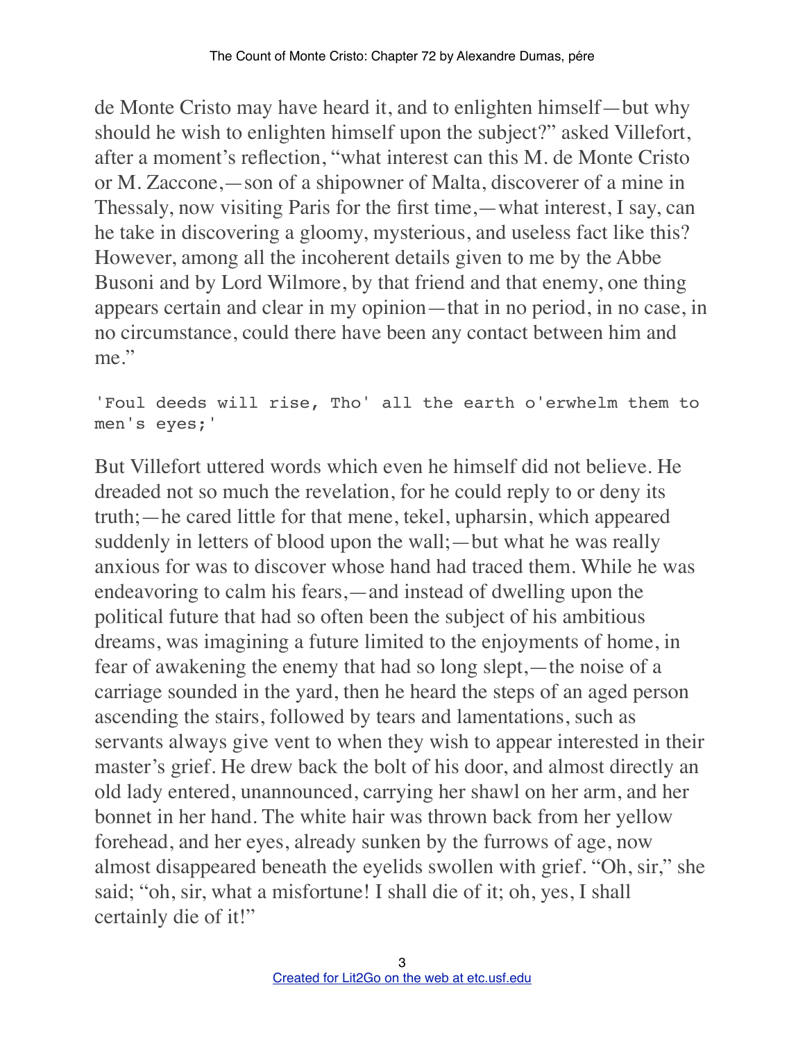de Monte Cristo may have heard it, and to enlighten himself—but why should he wish to enlighten himself upon the subject?" asked Villefort, after a moment's reflection, "what interest can this M. de Monte Cristo or M. Zaccone,—son of a shipowner of Malta, discoverer of a mine in Thessaly, now visiting Paris for the first time,—what interest, I say, can he take in discovering a gloomy, mysterious, and useless fact like this? However, among all the incoherent details given to me by the Abbe Busoni and by Lord Wilmore, by that friend and that enemy, one thing appears certain and clear in my opinion—that in no period, in no case, in no circumstance, could there have been any contact between him and me."

```
'Foul deeds will rise, Tho' all the earth o'erwhelm them to
men's eyes;'
```

But Villefort uttered words which even he himself did not believe. He dreaded not so much the revelation, for he could reply to or deny its truth;—he cared little for that mene, tekel, upharsin, which appeared suddenly in letters of blood upon the wall;—but what he was really anxious for was to discover whose hand had traced them. While he was endeavoring to calm his fears,—and instead of dwelling upon the political future that had so often been the subject of his ambitious dreams, was imagining a future limited to the enjoyments of home, in fear of awakening the enemy that had so long slept,—the noise of a carriage sounded in the yard, then he heard the steps of an aged person ascending the stairs, followed by tears and lamentations, such as servants always give vent to when they wish to appear interested in their master's grief. He drew back the bolt of his door, and almost directly an old lady entered, unannounced, carrying her shawl on her arm, and her bonnet in her hand. The white hair was thrown back from her yellow forehead, and her eyes, already sunken by the furrows of age, now almost disappeared beneath the eyelids swollen with grief. "Oh, sir," she said; "oh, sir, what a misfortune! I shall die of it; oh, yes, I shall certainly die of it!"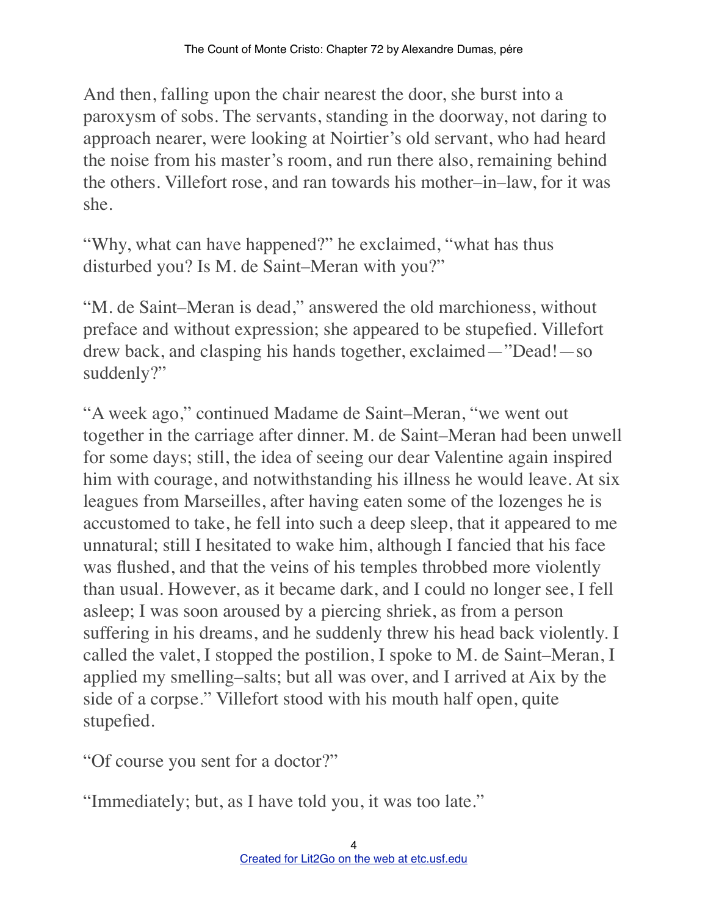And then, falling upon the chair nearest the door, she burst into a paroxysm of sobs. The servants, standing in the doorway, not daring to approach nearer, were looking at Noirtier's old servant, who had heard the noise from his master's room, and run there also, remaining behind the others. Villefort rose, and ran towards his mother–in–law, for it was she.

"Why, what can have happened?" he exclaimed, "what has thus disturbed you? Is M. de Saint–Meran with you?"

"M. de Saint–Meran is dead," answered the old marchioness, without preface and without expression; she appeared to be stupefied. Villefort drew back, and clasping his hands together, exclaimed—"Dead!—so suddenly?"

"A week ago," continued Madame de Saint–Meran, "we went out together in the carriage after dinner. M. de Saint–Meran had been unwell for some days; still, the idea of seeing our dear Valentine again inspired him with courage, and notwithstanding his illness he would leave. At six leagues from Marseilles, after having eaten some of the lozenges he is accustomed to take, he fell into such a deep sleep, that it appeared to me unnatural; still I hesitated to wake him, although I fancied that his face was flushed, and that the veins of his temples throbbed more violently than usual. However, as it became dark, and I could no longer see, I fell asleep; I was soon aroused by a piercing shriek, as from a person suffering in his dreams, and he suddenly threw his head back violently. I called the valet, I stopped the postilion, I spoke to M. de Saint–Meran, I applied my smelling–salts; but all was over, and I arrived at Aix by the side of a corpse." Villefort stood with his mouth half open, quite stupefied.

"Of course you sent for a doctor?"

"Immediately; but, as I have told you, it was too late."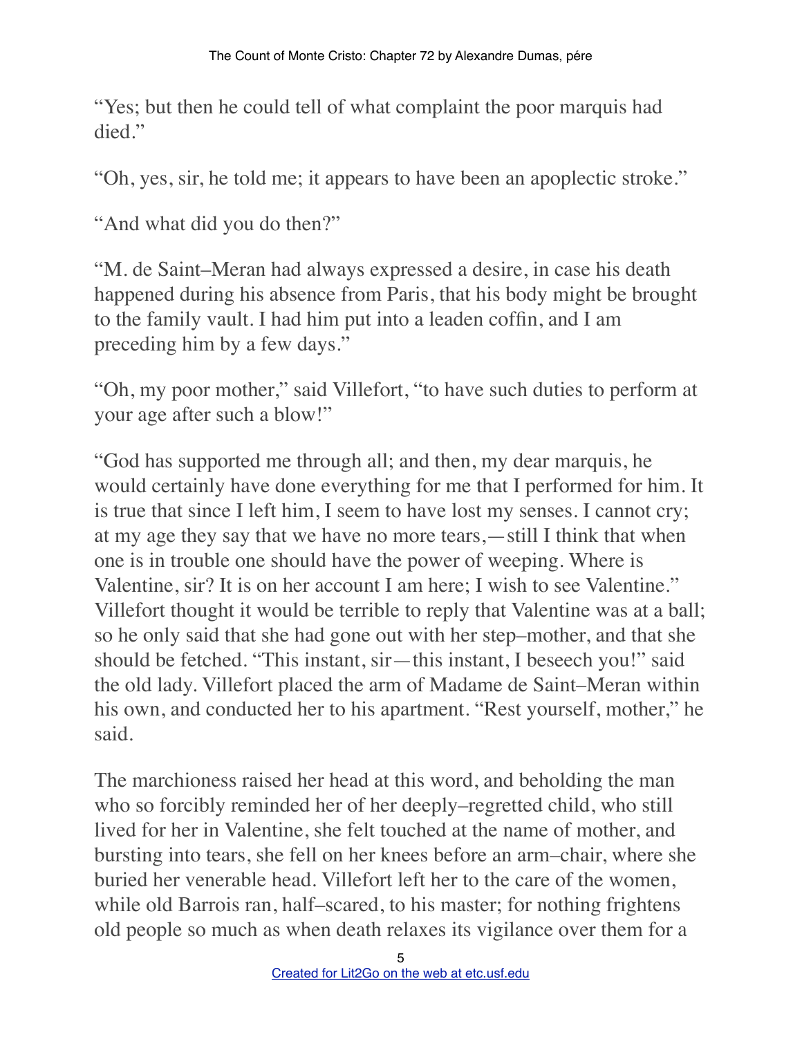"Yes; but then he could tell of what complaint the poor marquis had died."

"Oh, yes, sir, he told me; it appears to have been an apoplectic stroke."

"And what did you do then?"

"M. de Saint–Meran had always expressed a desire, in case his death happened during his absence from Paris, that his body might be brought to the family vault. I had him put into a leaden coffin, and I am preceding him by a few days."

"Oh, my poor mother," said Villefort, "to have such duties to perform at your age after such a blow!"

"God has supported me through all; and then, my dear marquis, he would certainly have done everything for me that I performed for him. It is true that since I left him, I seem to have lost my senses. I cannot cry; at my age they say that we have no more tears,—still I think that when one is in trouble one should have the power of weeping. Where is Valentine, sir? It is on her account I am here; I wish to see Valentine." Villefort thought it would be terrible to reply that Valentine was at a ball; so he only said that she had gone out with her step–mother, and that she should be fetched. "This instant, sir—this instant, I beseech you!" said the old lady. Villefort placed the arm of Madame de Saint–Meran within his own, and conducted her to his apartment. "Rest yourself, mother," he said.

The marchioness raised her head at this word, and beholding the man who so forcibly reminded her of her deeply–regretted child, who still lived for her in Valentine, she felt touched at the name of mother, and bursting into tears, she fell on her knees before an arm–chair, where she buried her venerable head. Villefort left her to the care of the women, while old Barrois ran, half–scared, to his master; for nothing frightens old people so much as when death relaxes its vigilance over them for a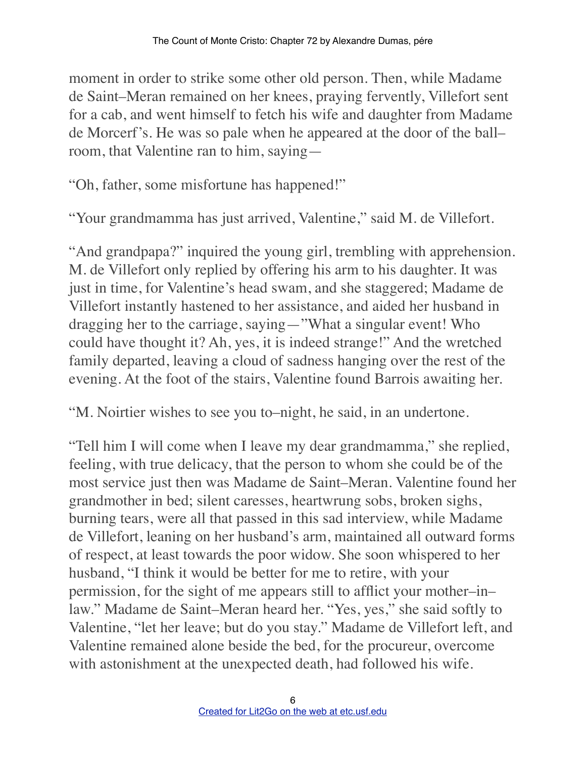moment in order to strike some other old person. Then, while Madame de Saint–Meran remained on her knees, praying fervently, Villefort sent for a cab, and went himself to fetch his wife and daughter from Madame de Morcerf's. He was so pale when he appeared at the door of the ball–room, that Valentine ran to him, saying—

"Oh, father, some misfortune has happened!"

"Your grandmamma has just arrived, Valentine," said M. de Villefort.

"And grandpapa?" inquired the young girl, trembling with apprehension. M. de Villefort only replied by offering his arm to his daughter. It was just in time, for Valentine's head swam, and she staggered; Madame de Villefort instantly hastened to her assistance, and aided her husband in dragging her to the carriage, saying—"What a singular event! Who could have thought it? Ah, yes, it is indeed strange!" And the wretched family departed, leaving a cloud of sadness hanging over the rest of the evening. At the foot of the stairs, Valentine found Barrois awaiting her.

"M. Noirtier wishes to see you to–night, he said, in an undertone.

"Tell him I will come when I leave my dear grandmamma," she replied, feeling, with true delicacy, that the person to whom she could be of the most service just then was Madame de Saint–Meran. Valentine found her grandmother in bed; silent caresses, heartwrung sobs, broken sighs, burning tears, were all that passed in this sad interview, while Madame de Villefort, leaning on her husband's arm, maintained all outward forms of respect, at least towards the poor widow. She soon whispered to her husband, "I think it would be better for me to retire, with your permission, for the sight of me appears still to afflict your mother–in–law." Madame de Saint–Meran heard her. "Yes, yes," she said softly to Valentine, "let her leave; but do you stay." Madame de Villefort left, and Valentine remained alone beside the bed, for the procureur, overcome with astonishment at the unexpected death, had followed his wife.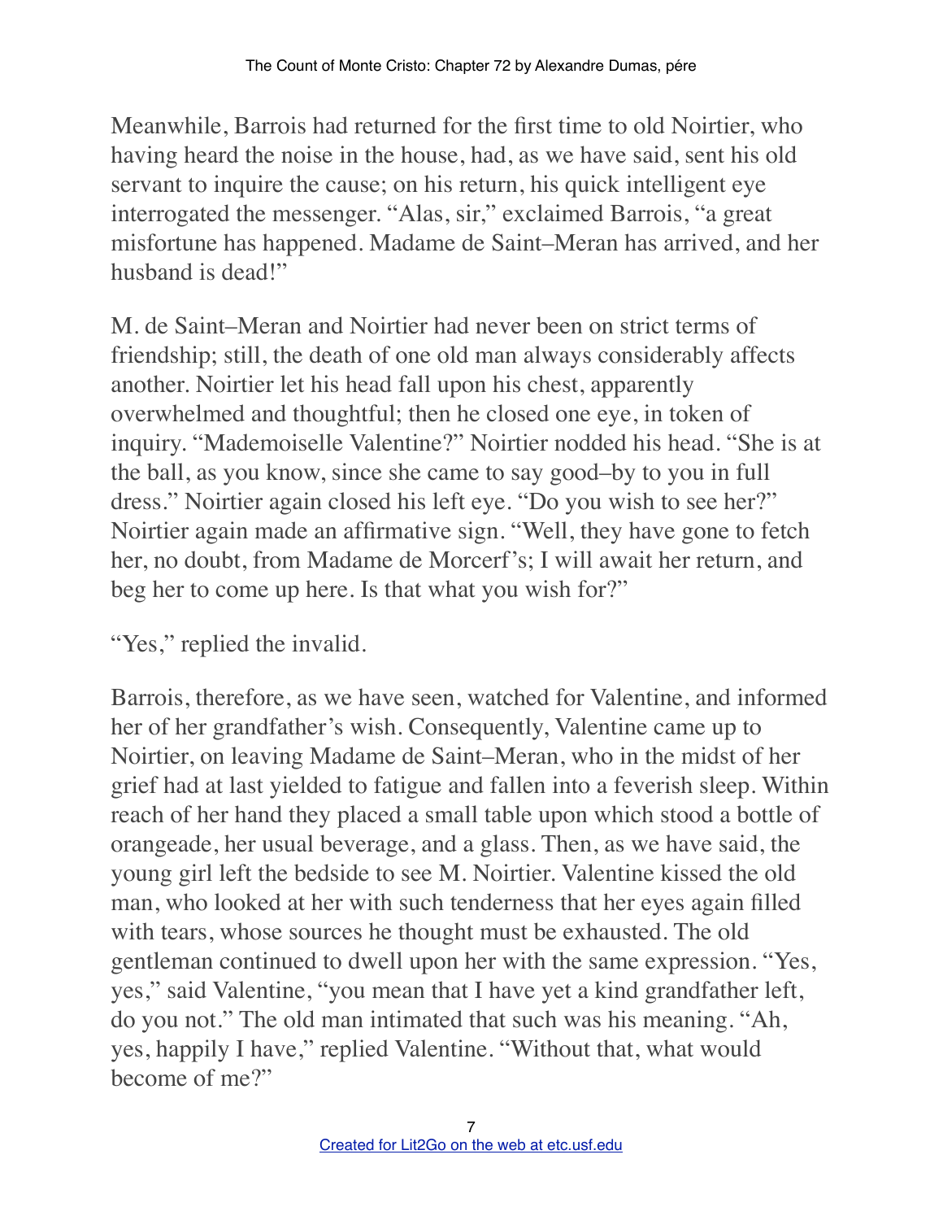Meanwhile, Barrois had returned for the first time to old Noirtier, who having heard the noise in the house, had, as we have said, sent his old servant to inquire the cause; on his return, his quick intelligent eye interrogated the messenger. "Alas, sir," exclaimed Barrois, "a great misfortune has happened. Madame de Saint–Meran has arrived, and her husband is dead!"

M. de Saint–Meran and Noirtier had never been on strict terms of friendship; still, the death of one old man always considerably affects another. Noirtier let his head fall upon his chest, apparently overwhelmed and thoughtful; then he closed one eye, in token of inquiry. "Mademoiselle Valentine?" Noirtier nodded his head. "She is at the ball, as you know, since she came to say good–by to you in full dress." Noirtier again closed his left eye. "Do you wish to see her?" Noirtier again made an affirmative sign. "Well, they have gone to fetch her, no doubt, from Madame de Morcerf's; I will await her return, and beg her to come up here. Is that what you wish for?"

"Yes," replied the invalid.

Barrois, therefore, as we have seen, watched for Valentine, and informed her of her grandfather's wish. Consequently, Valentine came up to Noirtier, on leaving Madame de Saint–Meran, who in the midst of her grief had at last yielded to fatigue and fallen into a feverish sleep. Within reach of her hand they placed a small table upon which stood a bottle of orangeade, her usual beverage, and a glass. Then, as we have said, the young girl left the bedside to see M. Noirtier. Valentine kissed the old man, who looked at her with such tenderness that her eyes again filled with tears, whose sources he thought must be exhausted. The old gentleman continued to dwell upon her with the same expression. "Yes, yes," said Valentine, "you mean that I have yet a kind grandfather left, do you not." The old man intimated that such was his meaning. "Ah, yes, happily I have," replied Valentine. "Without that, what would become of me?"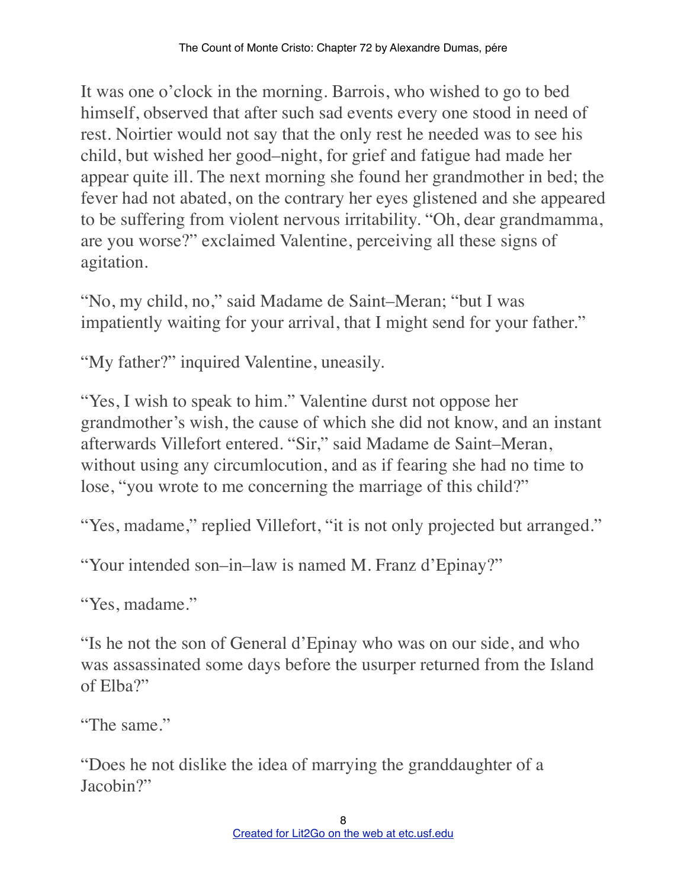It was one o'clock in the morning. Barrois, who wished to go to bed himself, observed that after such sad events every one stood in need of rest. Noirtier would not say that the only rest he needed was to see his child, but wished her good–night, for grief and fatigue had made her appear quite ill. The next morning she found her grandmother in bed; the fever had not abated, on the contrary her eyes glistened and she appeared to be suffering from violent nervous irritability. "Oh, dear grandmamma, are you worse?" exclaimed Valentine, perceiving all these signs of agitation.

"No, my child, no," said Madame de Saint–Meran; "but I was impatiently waiting for your arrival, that I might send for your father."

"My father?" inquired Valentine, uneasily.

"Yes, I wish to speak to him." Valentine durst not oppose her grandmother's wish, the cause of which she did not know, and an instant afterwards Villefort entered. "Sir," said Madame de Saint–Meran, without using any circumlocution, and as if fearing she had no time to lose, "you wrote to me concerning the marriage of this child?"

"Yes, madame," replied Villefort, "it is not only projected but arranged."

"Your intended son–in–law is named M. Franz d'Epinay?"

"Yes, madame."

"Is he not the son of General d'Epinay who was on our side, and who was assassinated some days before the usurper returned from the Island of Elba?"

"The same."

"Does he not dislike the idea of marrying the granddaughter of a Jacobin?"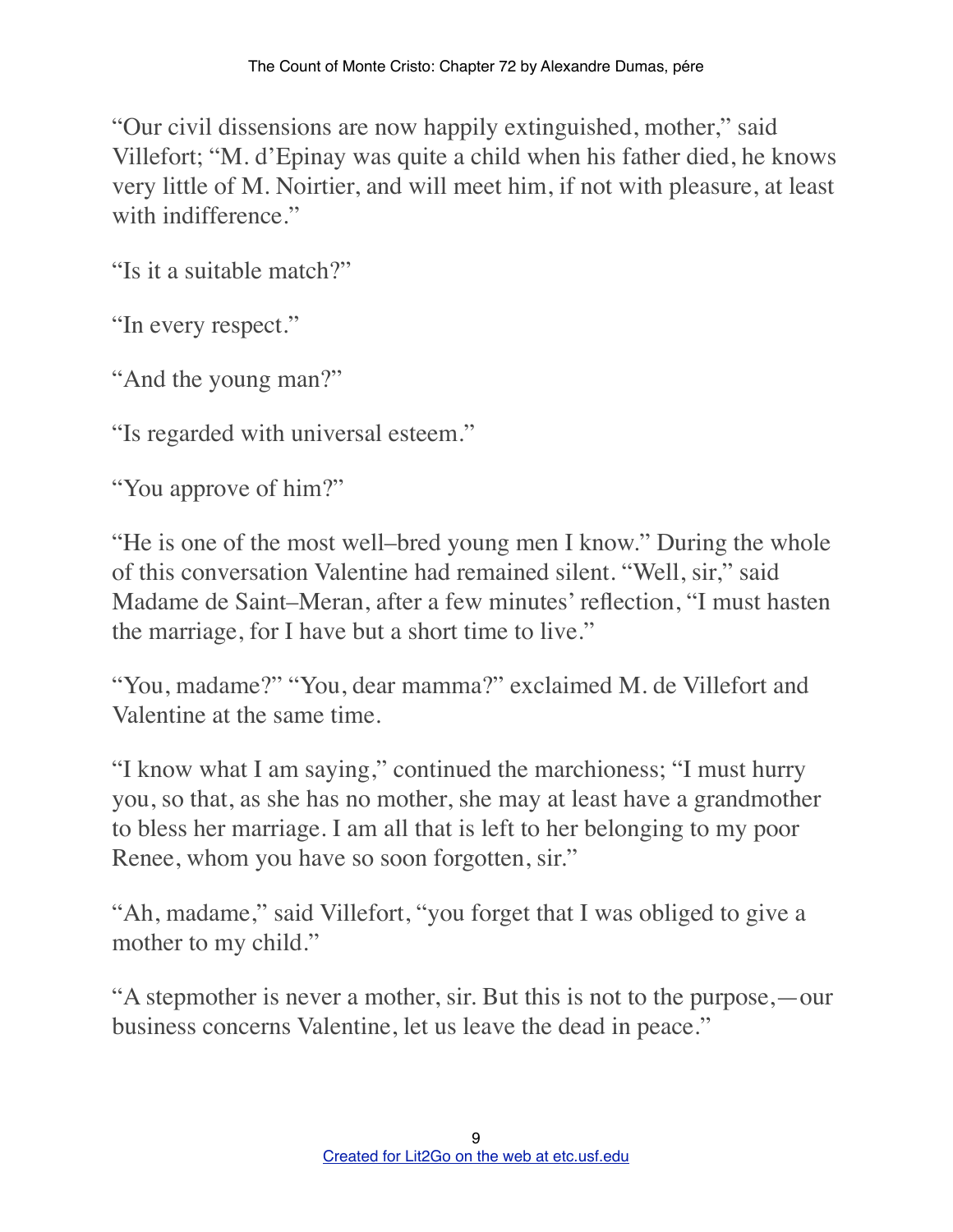"Our civil dissensions are now happily extinguished, mother," said Villefort; "M. d'Epinay was quite a child when his father died, he knows very little of M. Noirtier, and will meet him, if not with pleasure, at least with indifference."

"Is it a suitable match?"

"In every respect."

"And the young man?"

"Is regarded with universal esteem."

"You approve of him?"

"He is one of the most well–bred young men I know." During the whole of this conversation Valentine had remained silent. "Well, sir," said Madame de Saint–Meran, after a few minutes' reflection, "I must hasten the marriage, for I have but a short time to live."

"You, madame?" "You, dear mamma?" exclaimed M. de Villefort and Valentine at the same time.

"I know what I am saying," continued the marchioness; "I must hurry you, so that, as she has no mother, she may at least have a grandmother to bless her marriage. I am all that is left to her belonging to my poor Renee, whom you have so soon forgotten, sir."

"Ah, madame," said Villefort, "you forget that I was obliged to give a mother to my child."

"A stepmother is never a mother, sir. But this is not to the purpose,—our business concerns Valentine, let us leave the dead in peace."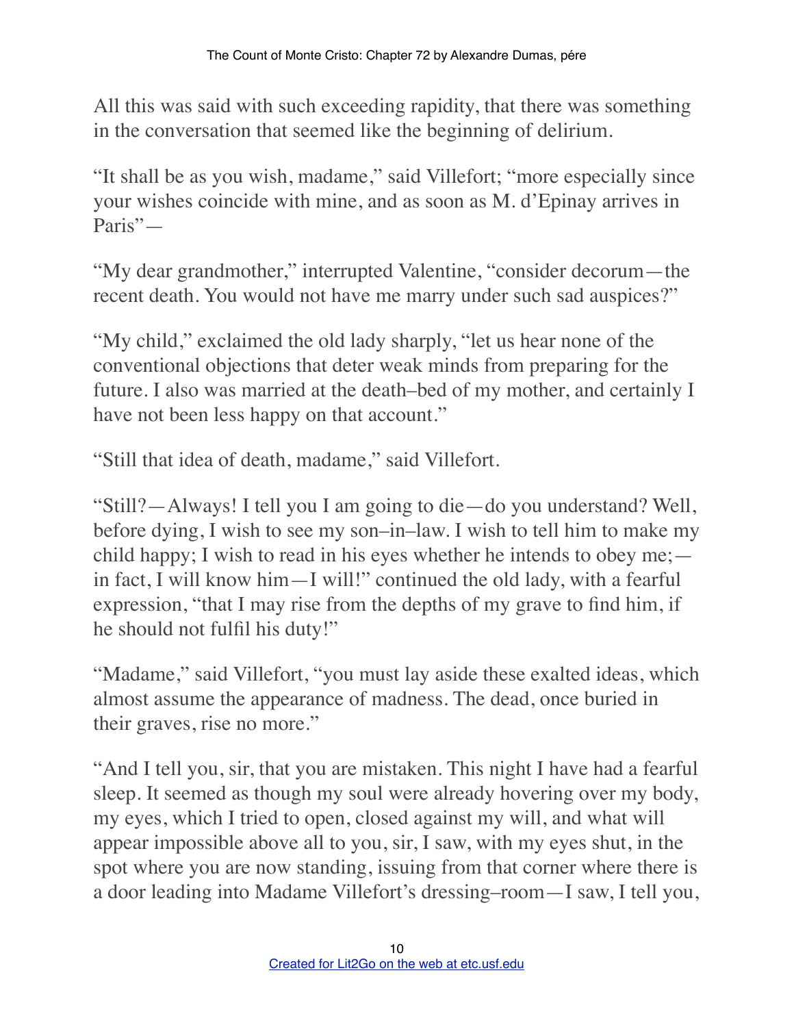All this was said with such exceeding rapidity, that there was something in the conversation that seemed like the beginning of delirium.

"It shall be as you wish, madame," said Villefort; "more especially since your wishes coincide with mine, and as soon as M. d'Epinay arrives in Paris"—

"My dear grandmother," interrupted Valentine, "consider decorum—the recent death. You would not have me marry under such sad auspices?"

"My child," exclaimed the old lady sharply, "let us hear none of the conventional objections that deter weak minds from preparing for the future. I also was married at the death–bed of my mother, and certainly I have not been less happy on that account."

"Still that idea of death, madame," said Villefort.

"Still?—Always! I tell you I am going to die—do you understand? Well, before dying, I wish to see my son–in–law. I wish to tell him to make my child happy; I wish to read in his eyes whether he intends to obey me;—in fact, I will know him—I will!" continued the old lady, with a fearful expression, "that I may rise from the depths of my grave to find him, if he should not fulfil his duty!"

"Madame," said Villefort, "you must lay aside these exalted ideas, which almost assume the appearance of madness. The dead, once buried in their graves, rise no more."

"And I tell you, sir, that you are mistaken. This night I have had a fearful sleep. It seemed as though my soul were already hovering over my body, my eyes, which I tried to open, closed against my will, and what will appear impossible above all to you, sir, I saw, with my eyes shut, in the spot where you are now standing, issuing from that corner where there is a door leading into Madame Villefort's dressing–room—I saw, I tell you,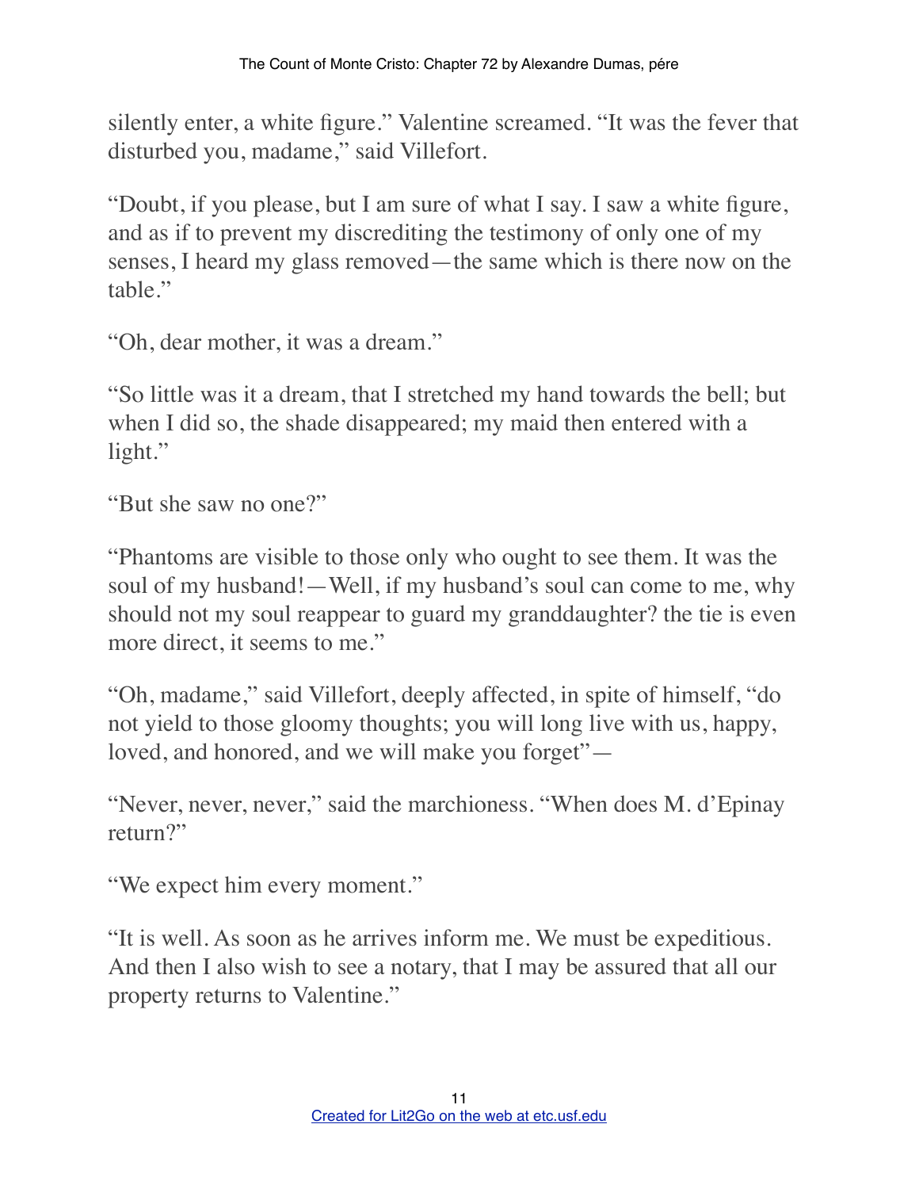silently enter, a white figure." Valentine screamed. "It was the fever that disturbed you, madame," said Villefort.

"Doubt, if you please, but I am sure of what I say. I saw a white figure, and as if to prevent my discrediting the testimony of only one of my senses, I heard my glass removed—the same which is there now on the table."

"Oh, dear mother, it was a dream."

"So little was it a dream, that I stretched my hand towards the bell; but when I did so, the shade disappeared; my maid then entered with a light."

"But she saw no one?"

"Phantoms are visible to those only who ought to see them. It was the soul of my husband!—Well, if my husband's soul can come to me, why should not my soul reappear to guard my granddaughter? the tie is even more direct, it seems to me."

"Oh, madame," said Villefort, deeply affected, in spite of himself, "do not yield to those gloomy thoughts; you will long live with us, happy, loved, and honored, and we will make you forget"—

"Never, never, never," said the marchioness. "When does M. d'Epinay return?"

"We expect him every moment."

"It is well. As soon as he arrives inform me. We must be expeditious. And then I also wish to see a notary, that I may be assured that all our property returns to Valentine."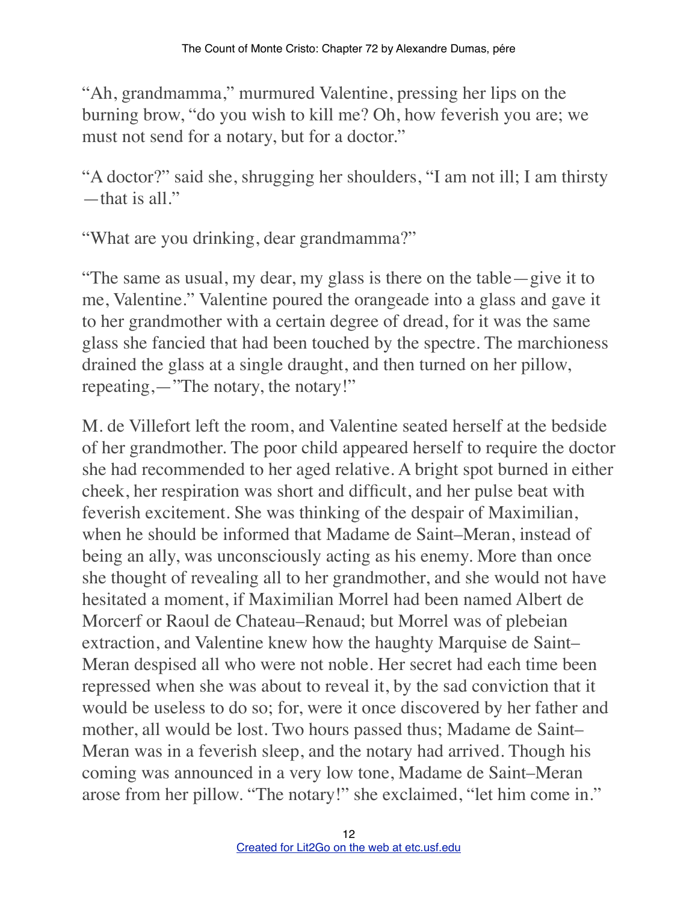"Ah, grandmamma," murmured Valentine, pressing her lips on the burning brow, "do you wish to kill me? Oh, how feverish you are; we must not send for a notary, but for a doctor."

"A doctor?" said she, shrugging her shoulders, "I am not ill; I am thirsty—that is all."

"What are you drinking, dear grandmamma?"

"The same as usual, my dear, my glass is there on the table—give it to me, Valentine." Valentine poured the orangeade into a glass and gave it to her grandmother with a certain degree of dread, for it was the same glass she fancied that had been touched by the spectre. The marchioness drained the glass at a single draught, and then turned on her pillow, repeating,—"The notary, the notary!"

M. de Villefort left the room, and Valentine seated herself at the bedside of her grandmother. The poor child appeared herself to require the doctor she had recommended to her aged relative. A bright spot burned in either cheek, her respiration was short and difficult, and her pulse beat with feverish excitement. She was thinking of the despair of Maximilian, when he should be informed that Madame de Saint–Meran, instead of being an ally, was unconsciously acting as his enemy. More than once she thought of revealing all to her grandmother, and she would not have hesitated a moment, if Maximilian Morrel had been named Albert de Morcerf or Raoul de Chateau–Renaud; but Morrel was of plebeian extraction, and Valentine knew how the haughty Marquise de Saint–Meran despised all who were not noble. Her secret had each time been repressed when she was about to reveal it, by the sad conviction that it would be useless to do so; for, were it once discovered by her father and mother, all would be lost. Two hours passed thus; Madame de Saint–Meran was in a feverish sleep, and the notary had arrived. Though his coming was announced in a very low tone, Madame de Saint–Meran arose from her pillow. "The notary!" she exclaimed, "let him come in."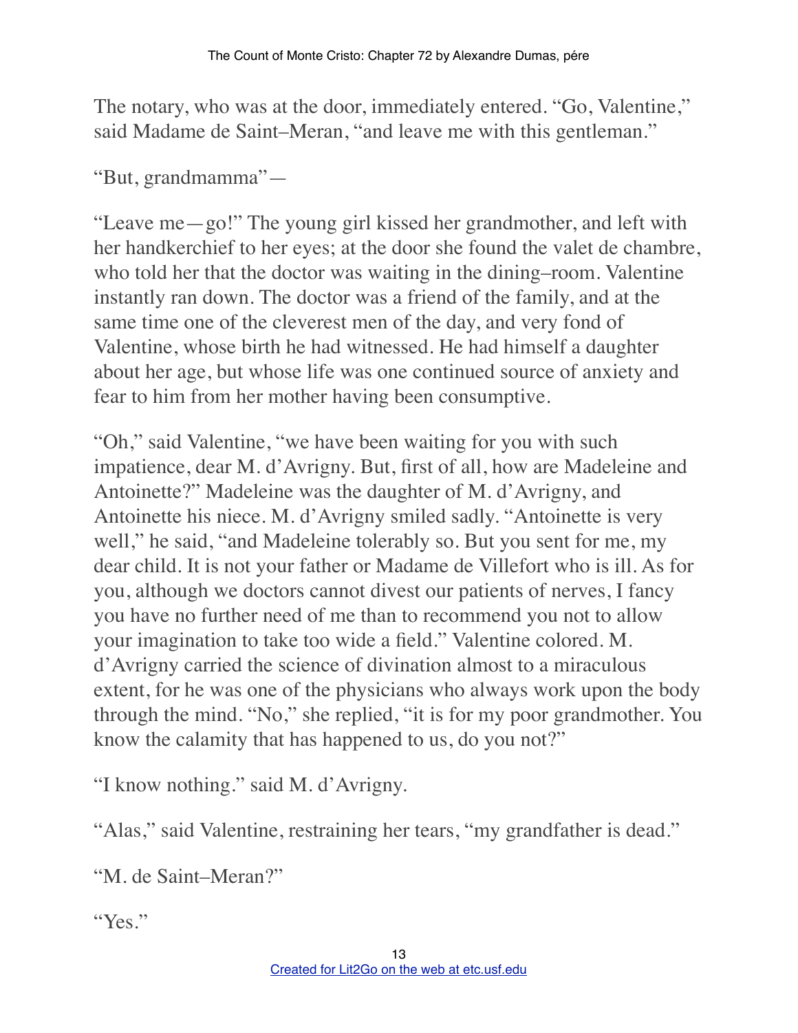The notary, who was at the door, immediately entered. “Go, Valentine,” said Madame de Saint–Meran, “and leave me with this gentleman.”

“But, grandmamma”—

“Leave me—go!” The young girl kissed her grandmother, and left with her handkerchief to her eyes; at the door she found the valet de chambre, who told her that the doctor was waiting in the dining–room. Valentine instantly ran down. The doctor was a friend of the family, and at the same time one of the cleverest men of the day, and very fond of Valentine, whose birth he had witnessed. He had himself a daughter about her age, but whose life was one continued source of anxiety and fear to him from her mother having been consumptive.

“Oh,” said Valentine, “we have been waiting for you with such impatience, dear M. d’Avrigny. But, first of all, how are Madeleine and Antoinette?” Madeleine was the daughter of M. d’Avrigny, and Antoinette his niece. M. d’Avrigny smiled sadly. “Antoinette is very well,” he said, “and Madeleine tolerably so. But you sent for me, my dear child. It is not your father or Madame de Villefort who is ill. As for you, although we doctors cannot divest our patients of nerves, I fancy you have no further need of me than to recommend you not to allow your imagination to take too wide a field.” Valentine colored. M. d’Avrigny carried the science of divination almost to a miraculous extent, for he was one of the physicians who always work upon the body through the mind. “No,” she replied, “it is for my poor grandmother. You know the calamity that has happened to us, do you not?”

“I know nothing.” said M. d’Avrigny.

“Alas,” said Valentine, restraining her tears, “my grandfather is dead.”

“M. de Saint–Meran?”

“Yes.”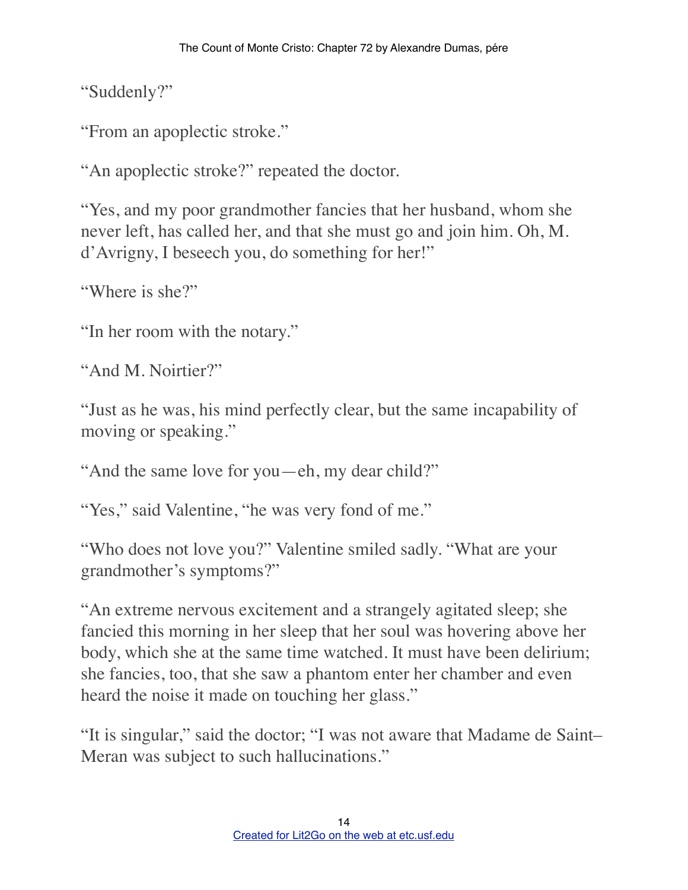"Suddenly?"

"From an apoplectic stroke."

"An apoplectic stroke?" repeated the doctor.

"Yes, and my poor grandmother fancies that her husband, whom she never left, has called her, and that she must go and join him. Oh, M. d'Avrigny, I beseech you, do something for her!"

"Where is she?"

"In her room with the notary."

"And M. Noirtier?"

"Just as he was, his mind perfectly clear, but the same incapability of moving or speaking."

"And the same love for you—eh, my dear child?"

"Yes," said Valentine, "he was very fond of me."

"Who does not love you?" Valentine smiled sadly. "What are your grandmother's symptoms?"

"An extreme nervous excitement and a strangely agitated sleep; she fancied this morning in her sleep that her soul was hovering above her body, which she at the same time watched. It must have been delirium; she fancies, too, that she saw a phantom enter her chamber and even heard the noise it made on touching her glass."

"It is singular," said the doctor; "I was not aware that Madame de Saint–Meran was subject to such hallucinations."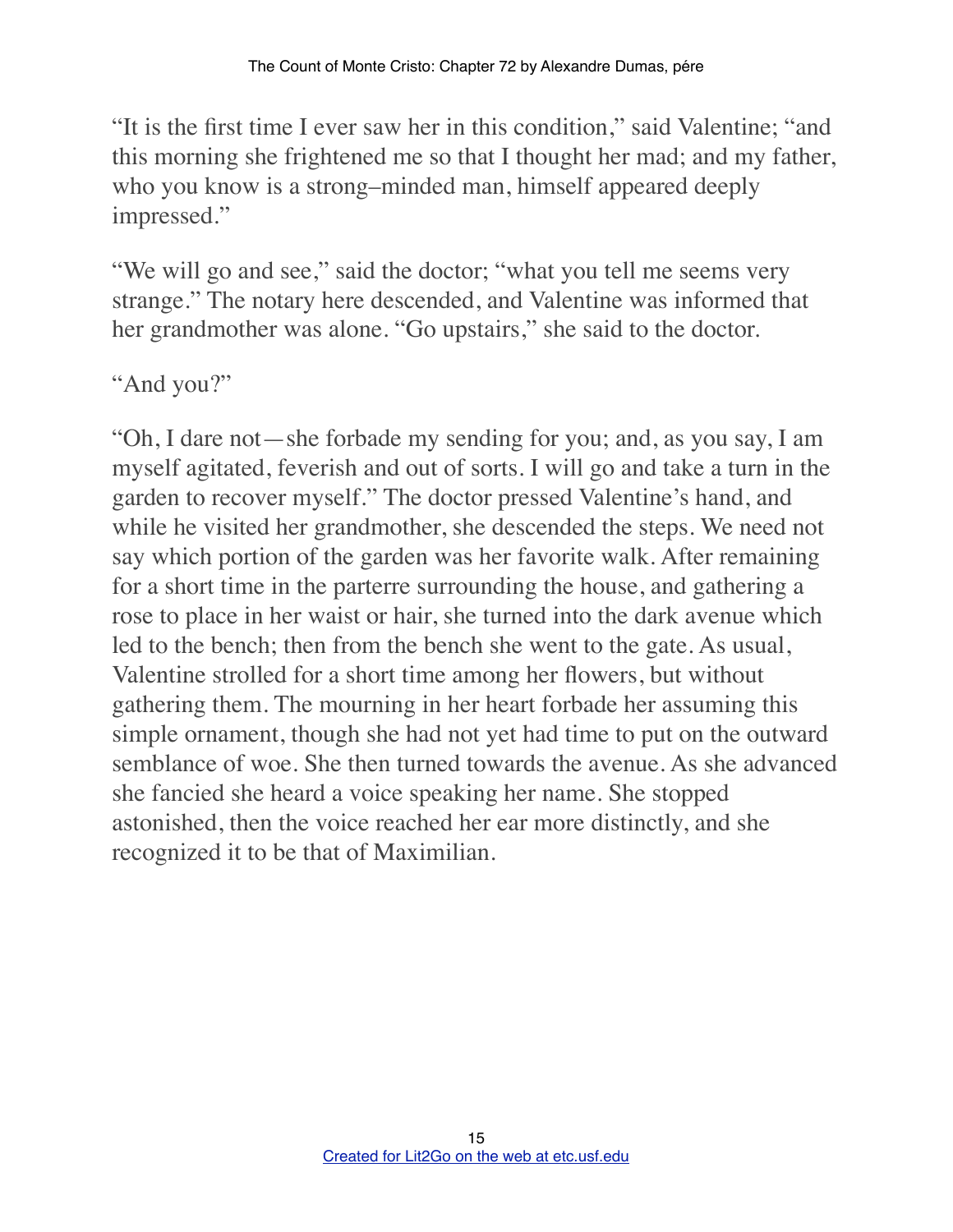"It is the first time I ever saw her in this condition," said Valentine; "and this morning she frightened me so that I thought her mad; and my father, who you know is a strong–minded man, himself appeared deeply impressed."

"We will go and see," said the doctor; "what you tell me seems very strange." The notary here descended, and Valentine was informed that her grandmother was alone. "Go upstairs," she said to the doctor.

"And you?"

"Oh, I dare not—she forbade my sending for you; and, as you say, I am myself agitated, feverish and out of sorts. I will go and take a turn in the garden to recover myself." The doctor pressed Valentine's hand, and while he visited her grandmother, she descended the steps. We need not say which portion of the garden was her favorite walk. After remaining for a short time in the parterre surrounding the house, and gathering a rose to place in her waist or hair, she turned into the dark avenue which led to the bench; then from the bench she went to the gate. As usual, Valentine strolled for a short time among her flowers, but without gathering them. The mourning in her heart forbade her assuming this simple ornament, though she had not yet had time to put on the outward semblance of woe. She then turned towards the avenue. As she advanced she fancied she heard a voice speaking her name. She stopped astonished, then the voice reached her ear more distinctly, and she recognized it to be that of Maximilian.